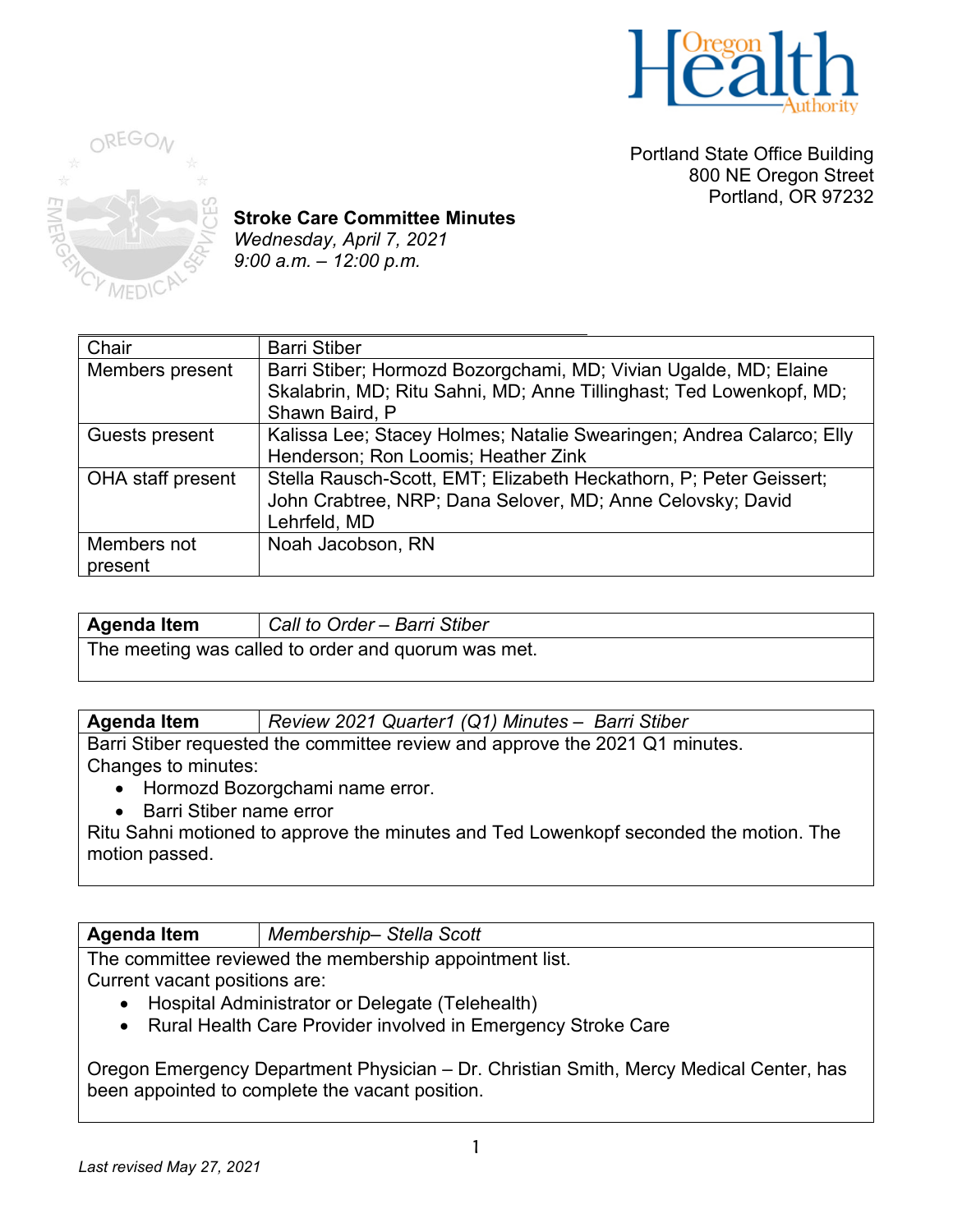Portland State Office Building
800 NE Oregon Street
Portland, OR 97232

# Stroke Care Committee Minutes

*Wednesday, April 7, 2021*
*9:00 a.m. – 12:00 p.m.*

| Chair | Barri Stiber |
|---|---|
| Members present | Barri Stiber; Hormozd Bozorgchami, MD; Vivian Ugalde, MD; Elaine Skalabrin, MD; Ritu Sahni, MD; Anne Tillinghast; Ted Lowenkopf, MD; Shawn Baird, P |
| Guests present | Kalissa Lee; Stacey Holmes; Natalie Swearingen; Andrea Calarco; Elly Henderson; Ron Loomis; Heather Zink |
| OHA staff present | Stella Rausch-Scott, EMT; Elizabeth Heckathorn, P; Peter Geissert; John Crabtree, NRP; Dana Selover, MD; Anne Celovsky; David Lehrfeld, MD |
| Members not present | Noah Jacobson, RN |

| **Agenda Item** | *Call to Order – Barri Stiber* |
|---|---|

The meeting was called to order and quorum was met.

| **Agenda Item** | *Review 2021 Quarter1 (Q1) Minutes – Barri Stiber* |
|---|---|

Barri Stiber requested the committee review and approve the 2021 Q1 minutes.
Changes to minutes:

- Hormozd Bozorgchami name error.
- Barri Stiber name error

Ritu Sahni motioned to approve the minutes and Ted Lowenkopf seconded the motion. The motion passed.

| **Agenda Item** | *Membership– Stella Scott* |
|---|---|

The committee reviewed the membership appointment list.
Current vacant positions are:

- Hospital Administrator or Delegate (Telehealth)
- Rural Health Care Provider involved in Emergency Stroke Care

Oregon Emergency Department Physician – Dr. Christian Smith, Mercy Medical Center, has been appointed to complete the vacant position.

*Last revised May 27, 2021*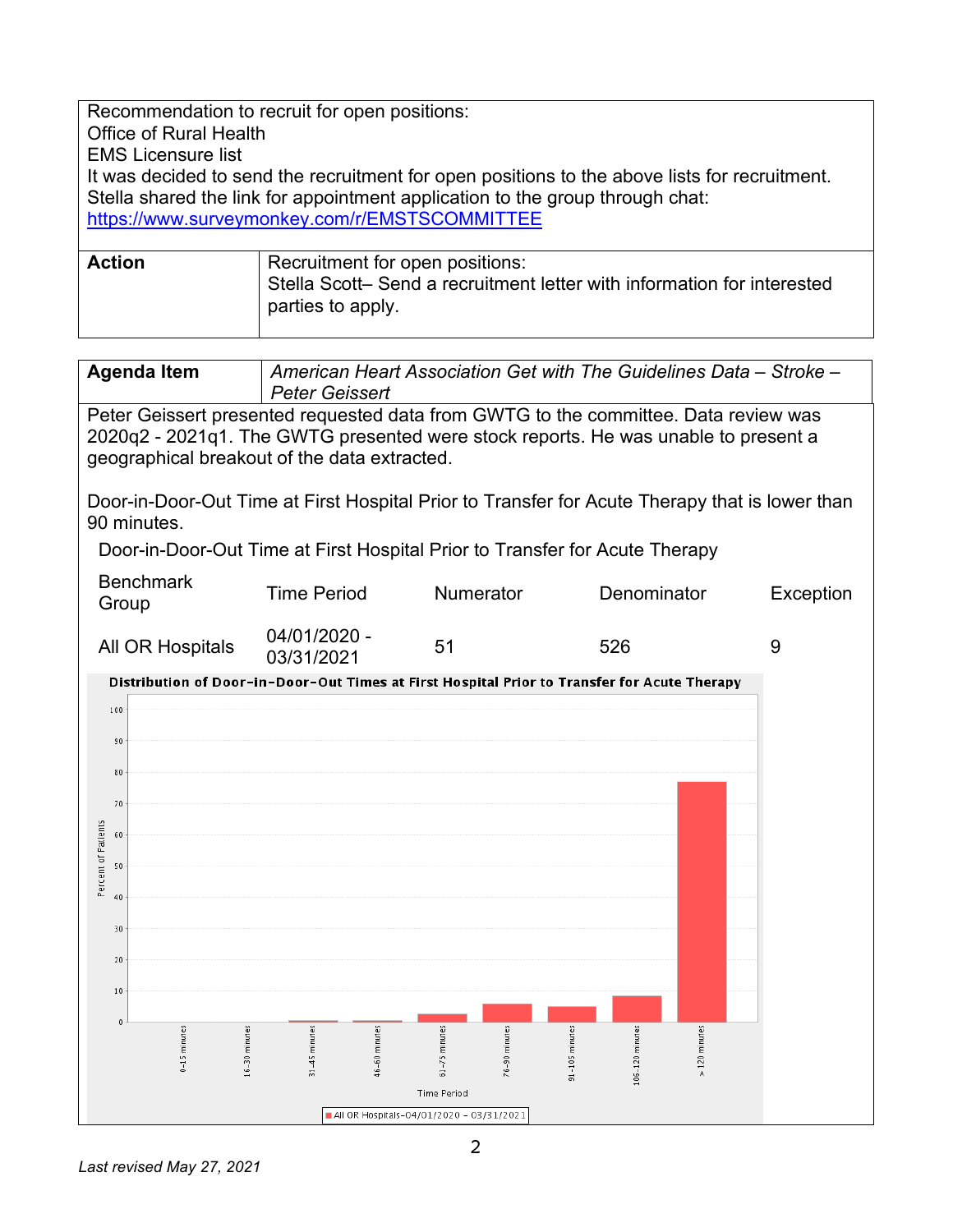Recommendation to recruit for open positions:
Office of Rural Health
EMS Licensure list
It was decided to send the recruitment for open positions to the above lists for recruitment.
Stella shared the link for appointment application to the group through chat:
https://www.surveymonkey.com/r/EMSTSCOMMITTEE

| **Action** | Recruitment for open positions:<br>Stella Scott– Send a recruitment letter with information for interested parties to apply. |
|---|---|

| **Agenda Item** | *American Heart Association Get with The Guidelines Data – Stroke – Peter Geissert* |
|---|---|

Peter Geissert presented requested data from GWTG to the committee. Data review was 2020q2 - 2021q1. The GWTG presented were stock reports. He was unable to present a geographical breakout of the data extracted.

Door-in-Door-Out Time at First Hospital Prior to Transfer for Acute Therapy that is lower than 90 minutes.

Door-in-Door-Out Time at First Hospital Prior to Transfer for Acute Therapy

| Benchmark Group | Time Period | Numerator | Denominator | Exception |
|---|---|---|---|---|
| All OR Hospitals | 04/01/2020 - 03/31/2021 | 51 | 526 | 9 |

**Distribution of Door-in-Door-Out Times at First Hospital Prior to Transfer for Acute Therapy**

| Time Period | All OR Hospitals-04/01/2020 - 03/31/2021 (Percent of Patients, approx.) |
|---|---|
| 0-15 minutes | 0 |
| 16-30 minutes | 0 |
| 31-45 minutes | ~0.5 |
| 46-60 minutes | ~0.5 |
| 61-75 minutes | ~2.5 |
| 76-90 minutes | ~6 |
| 91-105 minutes | ~5 |
| 106-120 minutes | ~8.5 |
| > 120 minutes | ~77 |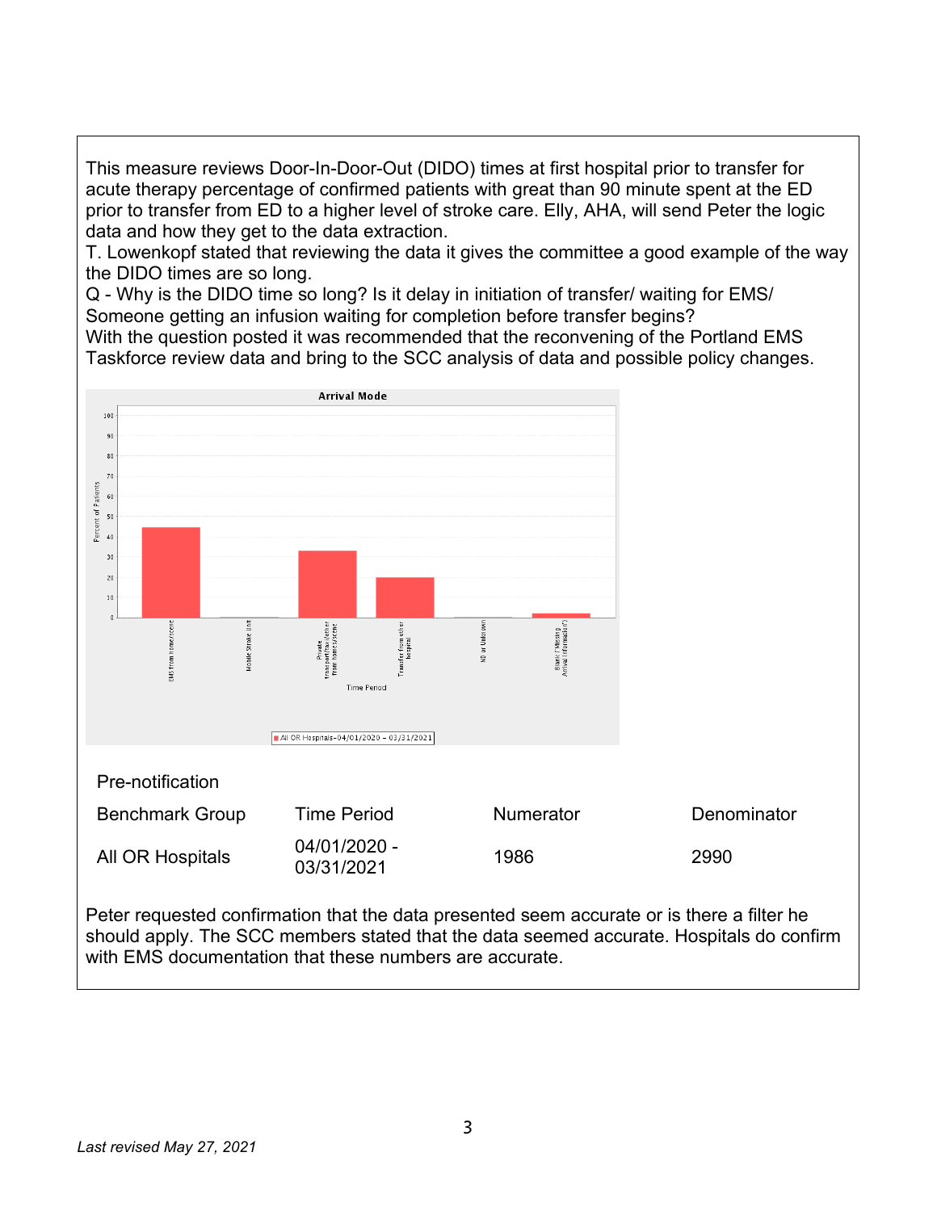This measure reviews Door-In-Door-Out (DIDO) times at first hospital prior to transfer for acute therapy percentage of confirmed patients with great than 90 minute spent at the ED prior to transfer from ED to a higher level of stroke care. Elly, AHA, will send Peter the logic data and how they get to the data extraction.

T. Lowenkopf stated that reviewing the data it gives the committee a good example of the way the DIDO times are so long.

Q - Why is the DIDO time so long? Is it delay in initiation of transfer/ waiting for EMS/ Someone getting an infusion waiting for completion before transfer begins?

With the question posted it was recommended that the reconvening of the Portland EMS Taskforce review data and bring to the SCC analysis of data and possible policy changes.

Pre-notification

| Benchmark Group | Time Period | Numerator | Denominator |
|---|---|---|---|
| All OR Hospitals | 04/01/2020 - 03/31/2021 | 1986 | 2990 |

Peter requested confirmation that the data presented seem accurate or is there a filter he should apply. The SCC members stated that the data seemed accurate. Hospitals do confirm with EMS documentation that these numbers are accurate.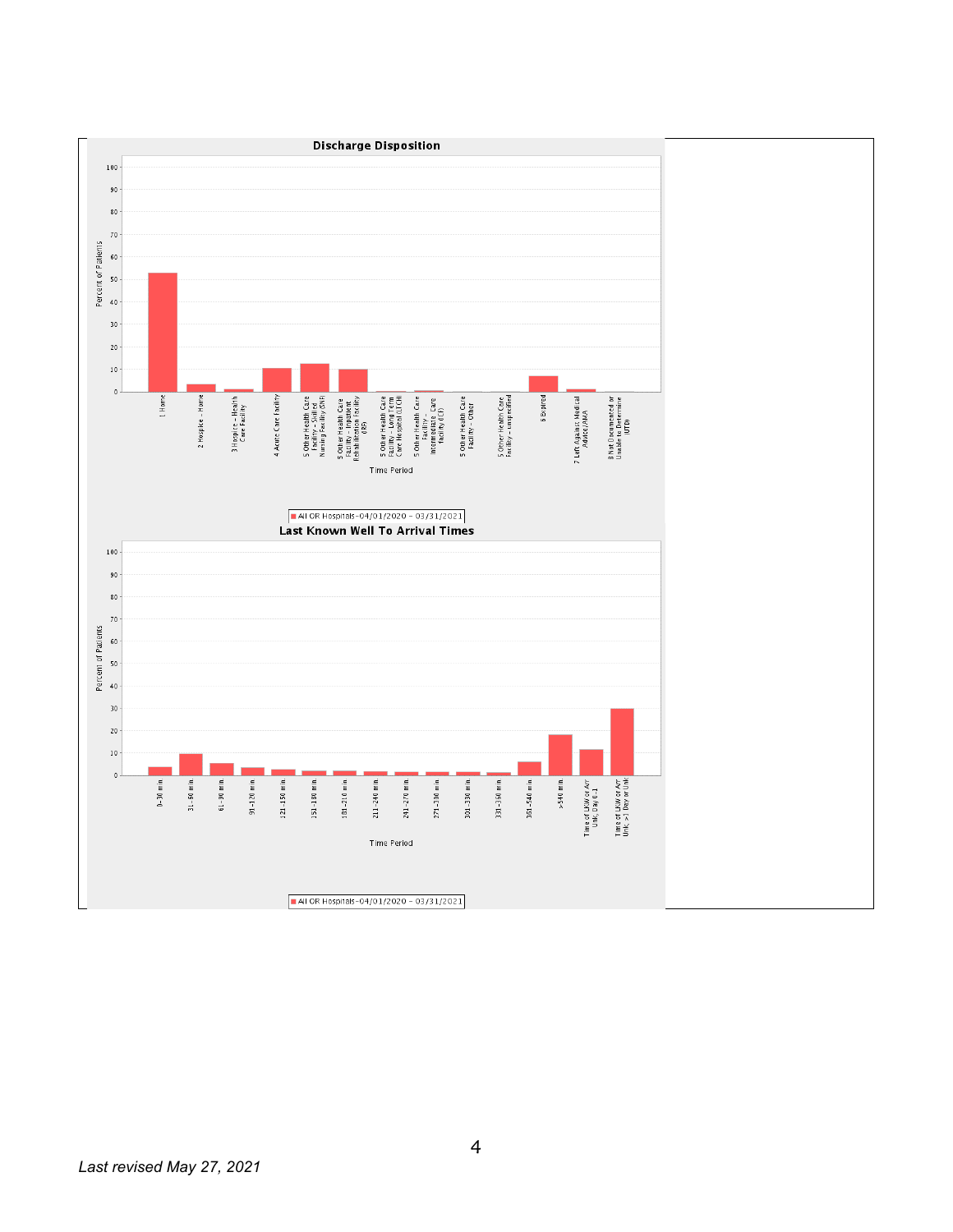**Discharge Disposition**

Percent of Patients

Time Period

- 1 Home
- 2 Hospice – Home
- 3 Hospice – Health Care Facility
- 4 Acute Care Facility
- 5 Other Health Care Facility – Skilled Nursing Facility (SNF)
- 5 Other Health Care Facility – Inpatient Rehabilitation Facility (IRF)
- 5 Other Health Care Facility – Long Term Care Hospital (LTCH)
- 5 Other Health Care Facility – Intermediate Care Facility (ICF)
- 5 Other Health Care Facility – Other
- 5 Other Health Care Facility – unspecified
- 6 Expired
- 7 Left Against Medical Advice/AMA
- 8 Not Documented or Unable to Determine (UTD)

All OR Hospitals-04/01/2020 – 03/31/2021

**Last Known Well To Arrival Times**

Percent of Patients

Time Period

- 0-30 min.
- 31-60 min.
- 61-90 min.
- 91-120 min.
- 121-150 min.
- 151-180 min.
- 181-210 min.
- 211-240 min.
- 241-270 min.
- 271-300 min.
- 301-330 min.
- 331-360 min.
- 361-540 min.
- >540 min.
- Time of LKW or Arr Unk, Day 0-1
- Time of LKW or Arr Unk, >1 Day or Unk

All OR Hospitals-04/01/2020 – 03/31/2021

*Last revised May 27, 2021*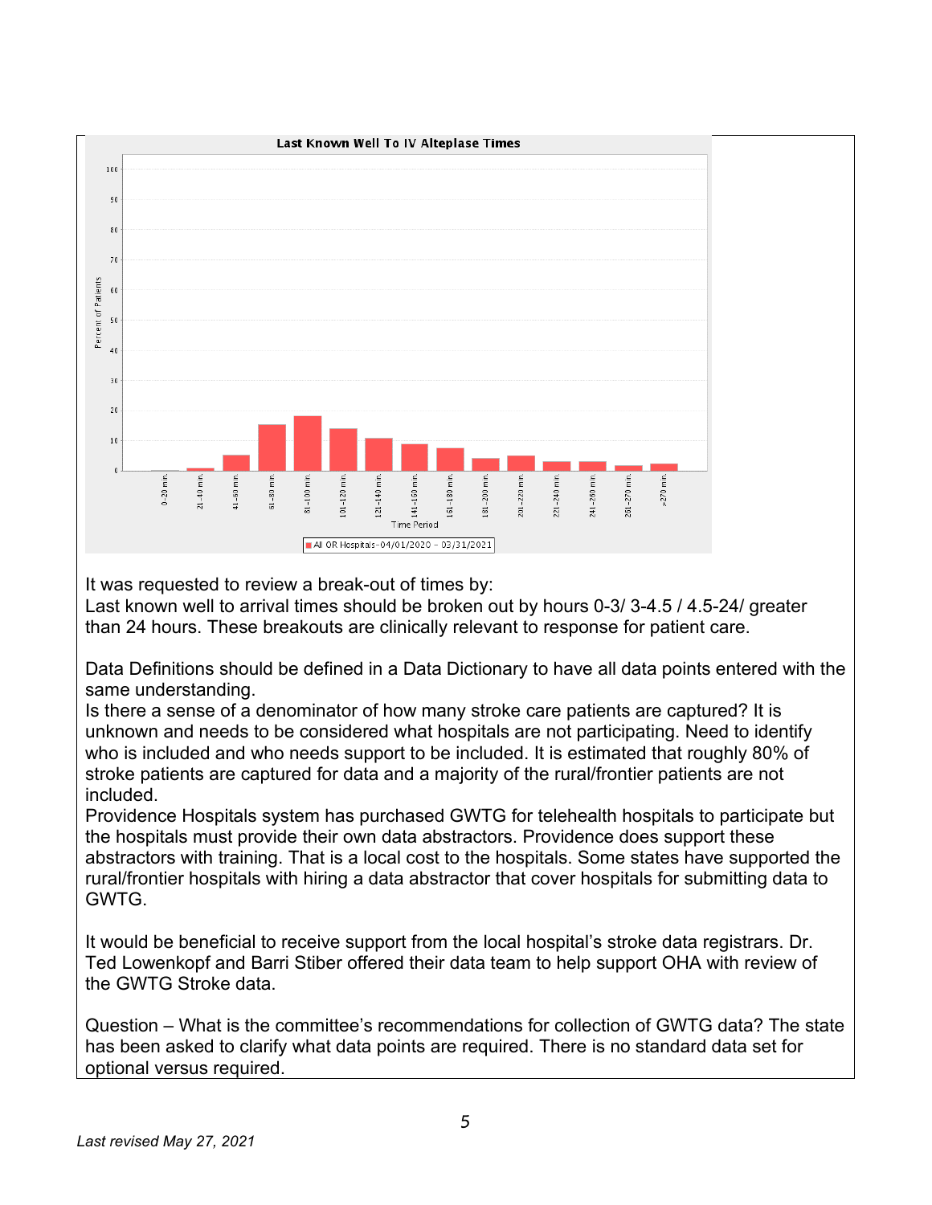Last Known Well To IV Alteplase Times

Percent of Patients

Time Period: 0-20 min., 21-40 min., 41-60 min., 61-80 min., 81-100 min., 101-120 min., 121-140 min., 141-160 min., 161-180 min., 181-200 min., 201-220 min., 221-240 min., 241-260 min., 261-270 min., >270 min.

All OR Hospitals-04/01/2020 - 03/31/2021

It was requested to review a break-out of times by:
Last known well to arrival times should be broken out by hours 0-3/ 3-4.5 / 4.5-24/ greater than 24 hours. These breakouts are clinically relevant to response for patient care.

Data Definitions should be defined in a Data Dictionary to have all data points entered with the same understanding.
Is there a sense of a denominator of how many stroke care patients are captured? It is unknown and needs to be considered what hospitals are not participating. Need to identify who is included and who needs support to be included. It is estimated that roughly 80% of stroke patients are captured for data and a majority of the rural/frontier patients are not included.
Providence Hospitals system has purchased GWTG for telehealth hospitals to participate but the hospitals must provide their own data abstractors. Providence does support these abstractors with training. That is a local cost to the hospitals. Some states have supported the rural/frontier hospitals with hiring a data abstractor that cover hospitals for submitting data to GWTG.

It would be beneficial to receive support from the local hospital's stroke data registrars. Dr. Ted Lowenkopf and Barri Stiber offered their data team to help support OHA with review of the GWTG Stroke data.

Question – What is the committee's recommendations for collection of GWTG data? The state has been asked to clarify what data points are required. There is no standard data set for optional versus required.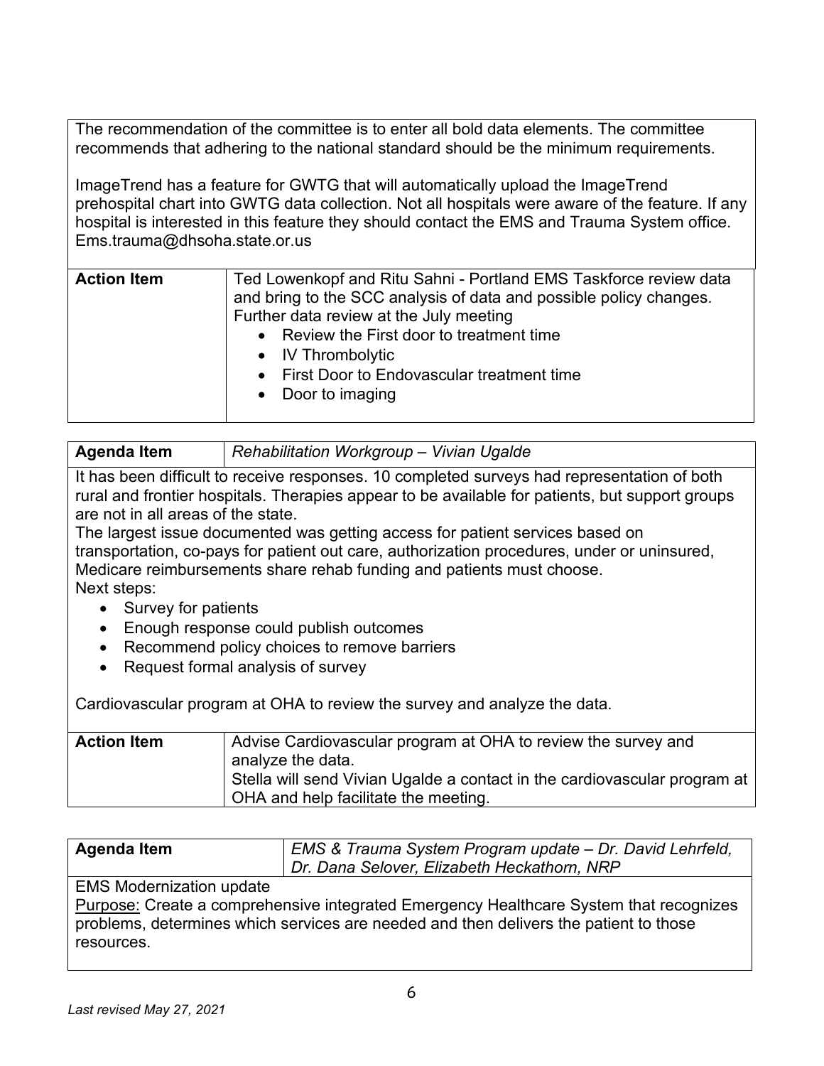The recommendation of the committee is to enter all bold data elements. The committee recommends that adhering to the national standard should be the minimum requirements.

ImageTrend has a feature for GWTG that will automatically upload the ImageTrend prehospital chart into GWTG data collection. Not all hospitals were aware of the feature. If any hospital is interested in this feature they should contact the EMS and Trauma System office. Ems.trauma@dhsoha.state.or.us

| **Action Item** | Ted Lowenkopf and Ritu Sahni - Portland EMS Taskforce review data and bring to the SCC analysis of data and possible policy changes. Further data review at the July meeting<br>• Review the First door to treatment time<br>• IV Thrombolytic<br>• First Door to Endovascular treatment time<br>• Door to imaging |
|---|---|

| **Agenda Item** | *Rehabilitation Workgroup – Vivian Ugalde* |
|---|---|

It has been difficult to receive responses. 10 completed surveys had representation of both rural and frontier hospitals. Therapies appear to be available for patients, but support groups are not in all areas of the state.

The largest issue documented was getting access for patient services based on transportation, co-pays for patient out care, authorization procedures, under or uninsured, Medicare reimbursements share rehab funding and patients must choose.

Next steps:

- Survey for patients
- Enough response could publish outcomes
- Recommend policy choices to remove barriers
- Request formal analysis of survey

Cardiovascular program at OHA to review the survey and analyze the data.

| **Action Item** | Advise Cardiovascular program at OHA to review the survey and analyze the data.<br>Stella will send Vivian Ugalde a contact in the cardiovascular program at OHA and help facilitate the meeting. |
|---|---|

| **Agenda Item** | *EMS & Trauma System Program update – Dr. David Lehrfeld, Dr. Dana Selover, Elizabeth Heckathorn, NRP* |
|---|---|

EMS Modernization update

Purpose: Create a comprehensive integrated Emergency Healthcare System that recognizes problems, determines which services are needed and then delivers the patient to those resources.

*Last revised May 27, 2021*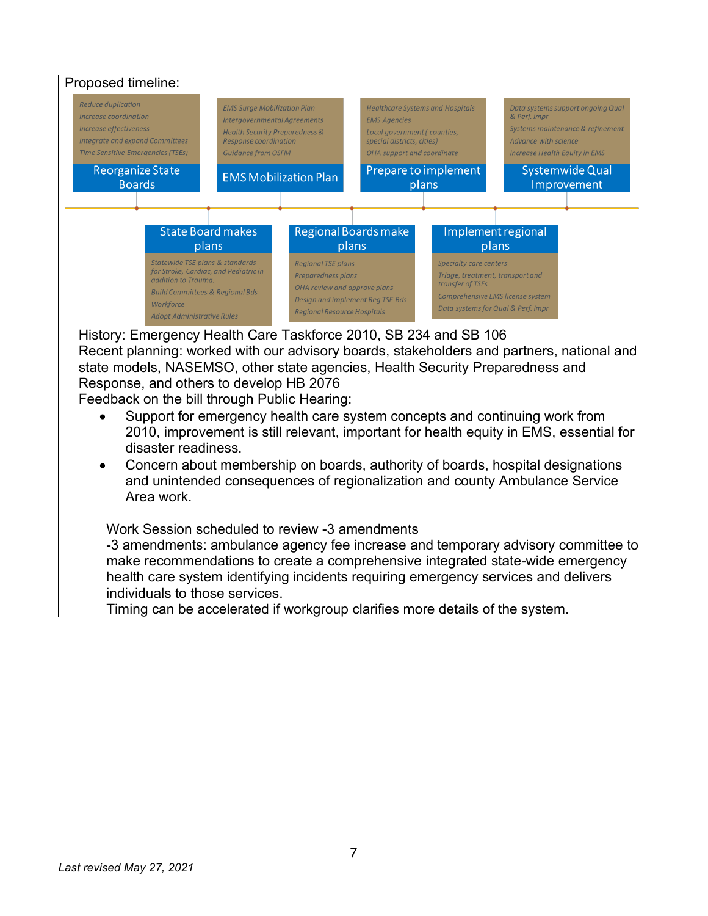Proposed timeline:

**Reorganize State Boards**
- Reduce duplication
- Increase coordination
- Increase effectiveness
- Integrate and expand Committees
- Time Sensitive Emergencies (TSEs)

**State Board makes plans**
- Statewide TSE plans & standards for Stroke, Cardiac, and Pediatric in addition to Trauma.
- Build Committees & Regional Bds
- Workforce
- Adopt Administrative Rules

**EMS Mobilization Plan**
- EMS Surge Mobilization Plan
- Intergovernmental Agreements
- Health Security Preparedness & Response coordination
- Guidance from OSFM

**Regional Boards make plans**
- Regional TSE plans
- Preparedness plans
- OHA review and approve plans
- Design and implement Reg TSE Bds
- Regional Resource Hospitals

**Prepare to implement plans**
- Healthcare Systems and Hospitals
- EMS Agencies
- Local government ( counties, special districts, cities)
- OHA support and coordinate

**Implement regional plans**
- Specialty care centers
- Triage, treatment, transport and transfer of TSEs
- Comprehensive EMS license system
- Data systems for Qual & Perf. Impr

**Systemwide Qual Improvement**
- Data systems support ongoing Qual & Perf. Impr
- Systems maintenance & refinement
- Advance with science
- Increase Health Equity in EMS

History: Emergency Health Care Taskforce 2010, SB 234 and SB 106
Recent planning: worked with our advisory boards, stakeholders and partners, national and state models, NASEMSO, other state agencies, Health Security Preparedness and Response, and others to develop HB 2076
Feedback on the bill through Public Hearing:

- Support for emergency health care system concepts and continuing work from 2010, improvement is still relevant, important for health equity in EMS, essential for disaster readiness.
- Concern about membership on boards, authority of boards, hospital designations and unintended consequences of regionalization and county Ambulance Service Area work.

Work Session scheduled to review -3 amendments
-3 amendments: ambulance agency fee increase and temporary advisory committee to make recommendations to create a comprehensive integrated state-wide emergency health care system identifying incidents requiring emergency services and delivers individuals to those services.
Timing can be accelerated if workgroup clarifies more details of the system.

*Last revised May 27, 2021*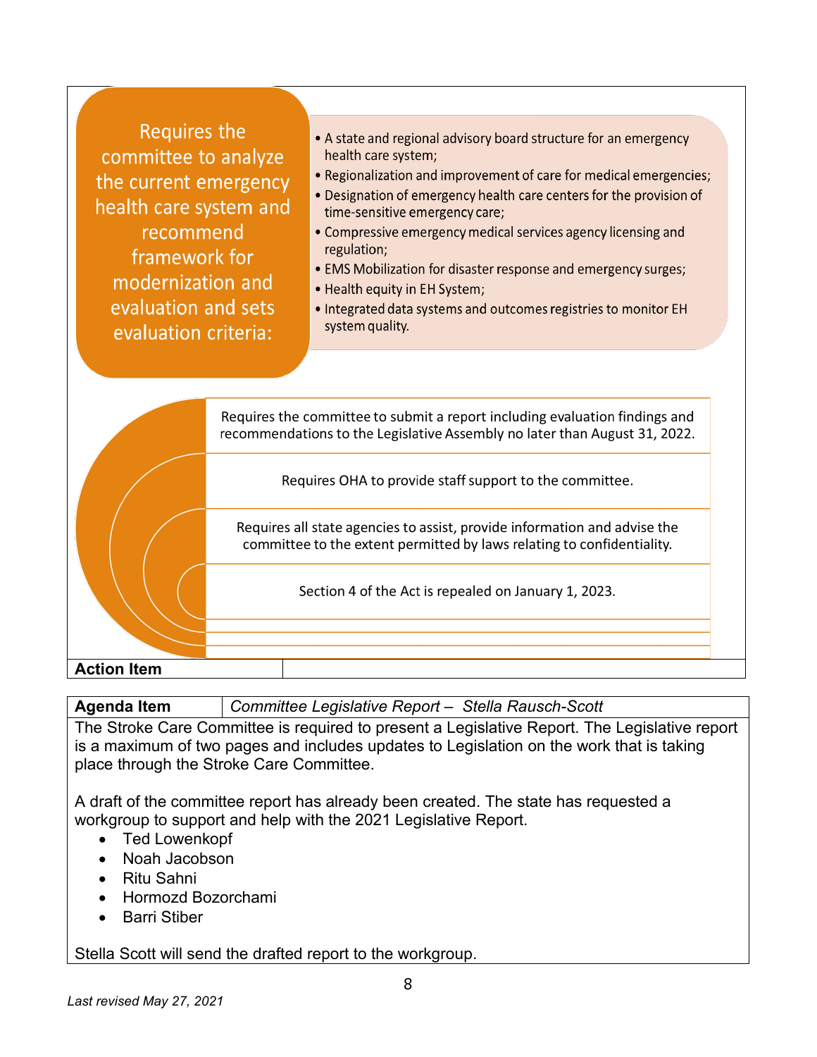Requires the committee to analyze the current emergency health care system and recommend framework for modernization and evaluation and sets evaluation criteria:

- A state and regional advisory board structure for an emergency health care system;
- Regionalization and improvement of care for medical emergencies;
- Designation of emergency health care centers for the provision of time-sensitive emergency care;
- Compressive emergency medical services agency licensing and regulation;
- EMS Mobilization for disaster response and emergency surges;
- Health equity in EH System;
- Integrated data systems and outcomes registries to monitor EH system quality.

Requires the committee to submit a report including evaluation findings and recommendations to the Legislative Assembly no later than August 31, 2022.

Requires OHA to provide staff support to the committee.

Requires all state agencies to assist, provide information and advise the committee to the extent permitted by laws relating to confidentiality.

Section 4 of the Act is repealed on January 1, 2023.

| **Action Item** | |
|---|---|

| **Agenda Item** | *Committee Legislative Report – Stella Rausch-Scott* |
|---|---|

The Stroke Care Committee is required to present a Legislative Report. The Legislative report is a maximum of two pages and includes updates to Legislation on the work that is taking place through the Stroke Care Committee.

A draft of the committee report has already been created. The state has requested a workgroup to support and help with the 2021 Legislative Report.

- Ted Lowenkopf
- Noah Jacobson
- Ritu Sahni
- Hormozd Bozorchami
- Barri Stiber

Stella Scott will send the drafted report to the workgroup.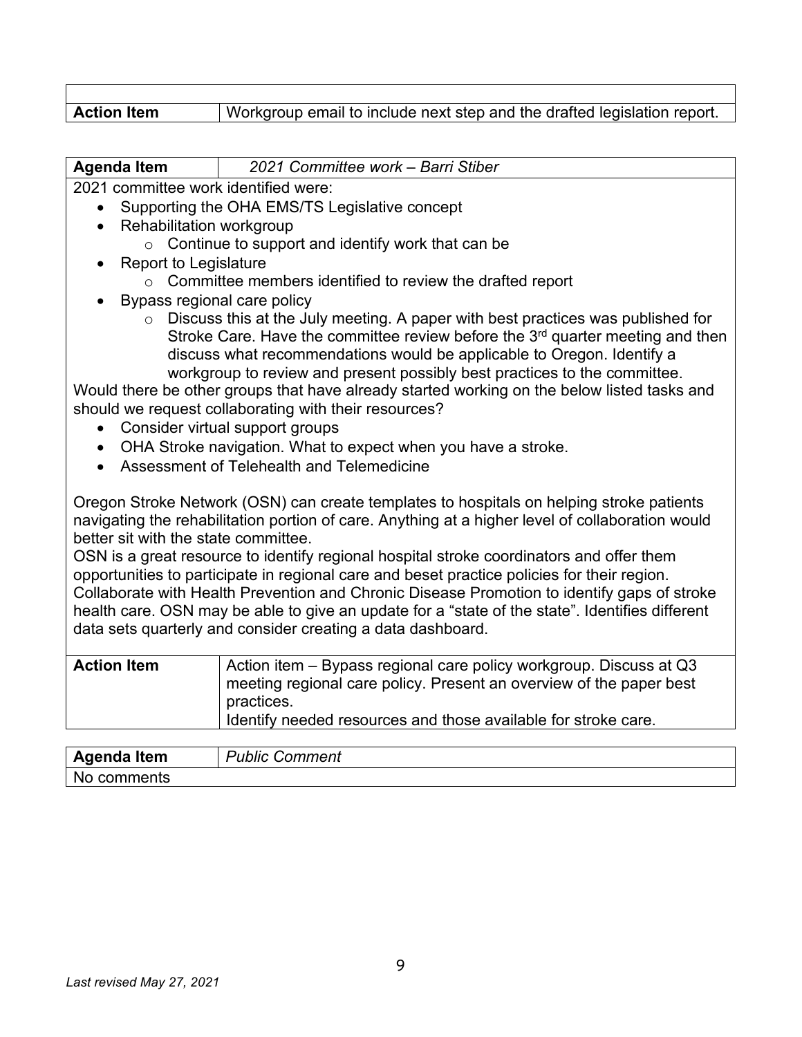| | |
|---|---|
| **Action Item** | Workgroup email to include next step and the drafted legislation report. |

| **Agenda Item** | *2021 Committee work – Barri Stiber* |
|---|---|

2021 committee work identified were:

- Supporting the OHA EMS/TS Legislative concept
- Rehabilitation workgroup
  - Continue to support and identify work that can be
- Report to Legislature
  - Committee members identified to review the drafted report
- Bypass regional care policy
  - Discuss this at the July meeting. A paper with best practices was published for Stroke Care. Have the committee review before the 3rd quarter meeting and then discuss what recommendations would be applicable to Oregon. Identify a workgroup to review and present possibly best practices to the committee.

Would there be other groups that have already started working on the below listed tasks and should we request collaborating with their resources?

- Consider virtual support groups
- OHA Stroke navigation. What to expect when you have a stroke.
- Assessment of Telehealth and Telemedicine

Oregon Stroke Network (OSN) can create templates to hospitals on helping stroke patients navigating the rehabilitation portion of care. Anything at a higher level of collaboration would better sit with the state committee.
OSN is a great resource to identify regional hospital stroke coordinators and offer them opportunities to participate in regional care and beset practice policies for their region. Collaborate with Health Prevention and Chronic Disease Promotion to identify gaps of stroke health care. OSN may be able to give an update for a "state of the state". Identifies different data sets quarterly and consider creating a data dashboard.

| | |
|---|---|
| **Action Item** | Action item – Bypass regional care policy workgroup. Discuss at Q3 meeting regional care policy. Present an overview of the paper best practices.<br>Identify needed resources and those available for stroke care. |

| **Agenda Item** | *Public Comment* |
|---|---|

No comments

*Last revised May 27, 2021*